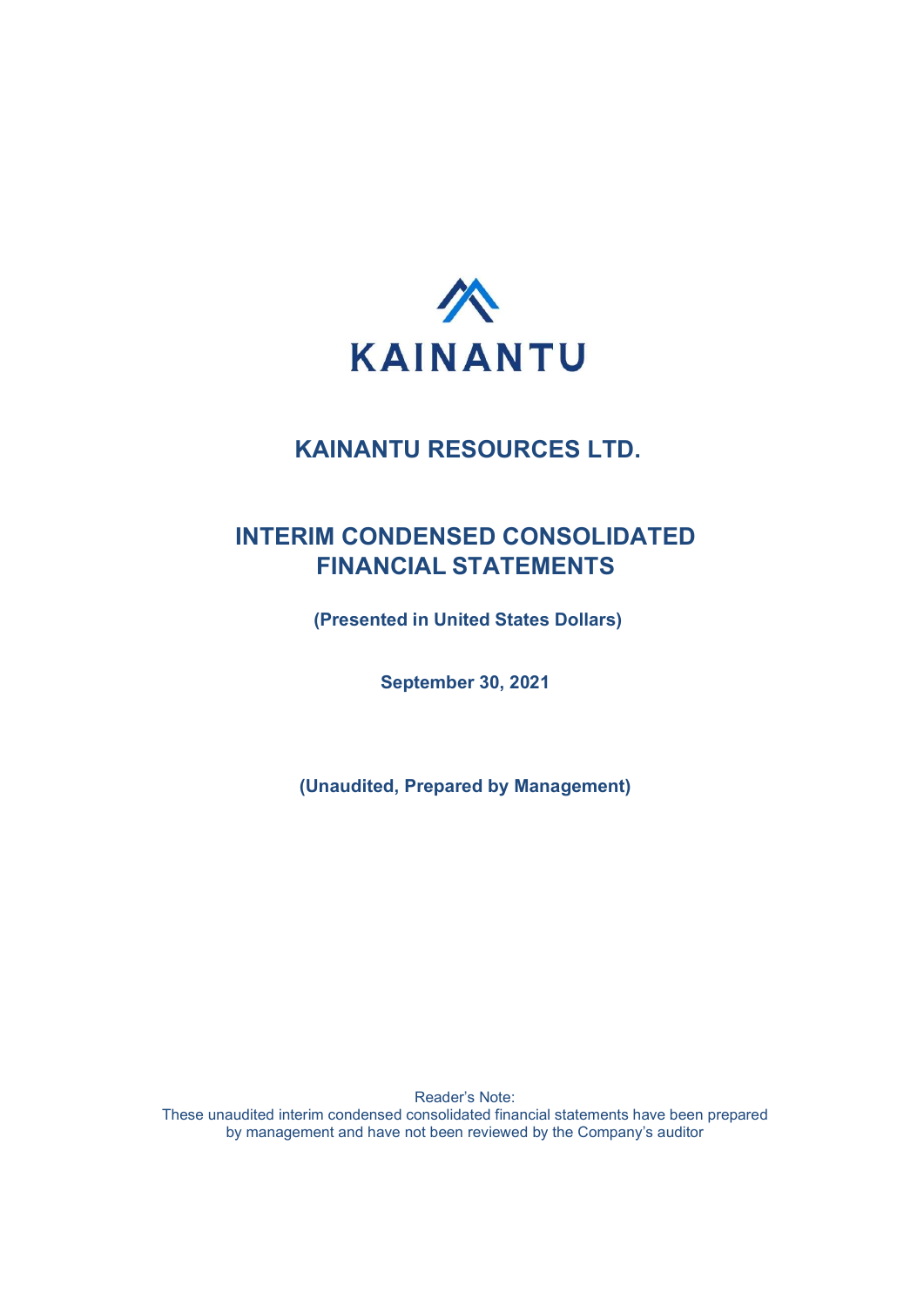KAINANTU

# KAINANTU RESOURCES LTD.

## INTERIM CONDENSED CONSOLIDATED FINANCIAL STATEMENTS

**(Presented in United States Dollars)**

**September 30, 2021**

**(Unaudited, Prepared by Management)**

Reader's Note:
These unaudited interim condensed consolidated financial statements have been prepared by management and have not been reviewed by the Company's auditor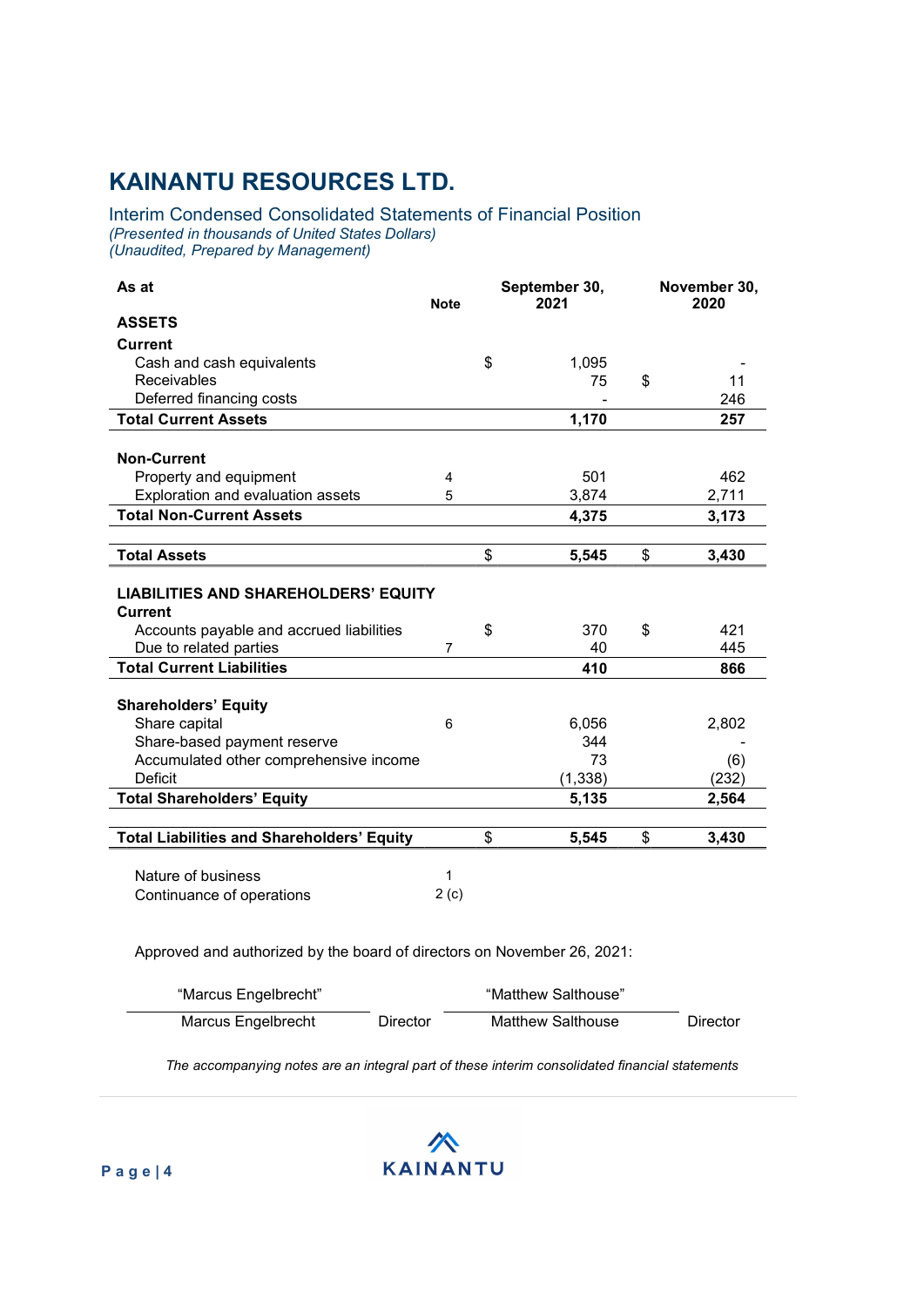# KAINANTU RESOURCES LTD.

## Interim Condensed Consolidated Statements of Financial Position

*(Presented in thousands of United States Dollars)*
*(Unaudited, Prepared by Management)*

| As at | Note | September 30, 2021 | November 30, 2020 |
|---|---|---|---|
| **ASSETS** | | | |
| **Current** | | | |
| Cash and cash equivalents | | $ 1,095 | - |
| Receivables | | 75 | $ 11 |
| Deferred financing costs | | - | 246 |
| **Total Current Assets** | | **1,170** | **257** |
| | | | |
| **Non-Current** | | | |
| Property and equipment | 4 | 501 | 462 |
| Exploration and evaluation assets | 5 | 3,874 | 2,711 |
| **Total Non-Current Assets** | | **4,375** | **3,173** |
| | | | |
| **Total Assets** | | **$ 5,545** | **$ 3,430** |
| | | | |
| **LIABILITIES AND SHAREHOLDERS' EQUITY** | | | |
| **Current** | | | |
| Accounts payable and accrued liabilities | | $ 370 | $ 421 |
| Due to related parties | 7 | 40 | 445 |
| **Total Current Liabilities** | | **410** | **866** |
| | | | |
| **Shareholders' Equity** | | | |
| Share capital | 6 | 6,056 | 2,802 |
| Share-based payment reserve | | 344 | - |
| Accumulated other comprehensive income | | 73 | (6) |
| Deficit | | (1,338) | (232) |
| **Total Shareholders' Equity** | | **5,135** | **2,564** |
| | | | |
| **Total Liabilities and Shareholders' Equity** | | **$ 5,545** | **$ 3,430** |

| | |
|---|---|
| Nature of business | 1 |
| Continuance of operations | 2 (c) |

Approved and authorized by the board of directors on November 26, 2021:

| "Marcus Engelbrecht" | | "Matthew Salthouse" | |
|---|---|---|---|
| Marcus Engelbrecht | Director | Matthew Salthouse | Director |

*The accompanying notes are an integral part of these interim consolidated financial statements*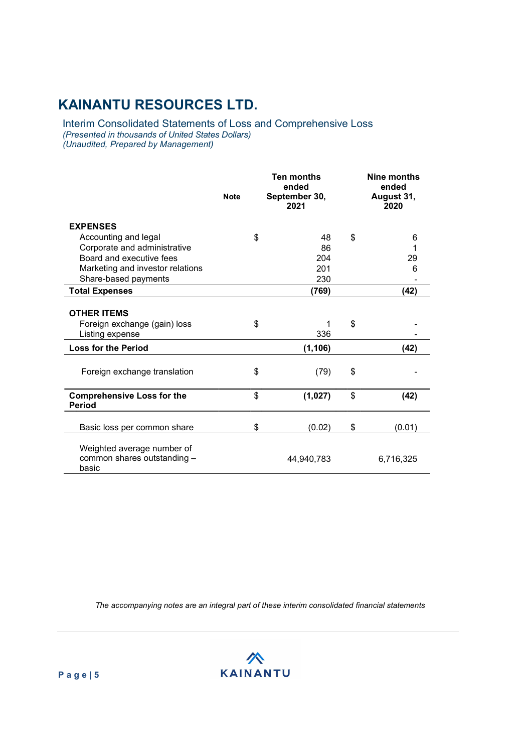# KAINANTU RESOURCES LTD.

## Interim Consolidated Statements of Loss and Comprehensive Loss

*(Presented in thousands of United States Dollars)*
*(Unaudited, Prepared by Management)*

| | Note | | Ten months ended September 30, 2021 | | Nine months ended August 31, 2020 |
|---|---|---|---|---|---|
| **EXPENSES** | | | | | |
| Accounting and legal | | $ | 48 | $ | 6 |
| Corporate and administrative | | | 86 | | 1 |
| Board and executive fees | | | 204 | | 29 |
| Marketing and investor relations | | | 201 | | 6 |
| Share-based payments | | | 230 | | - |
| **Total Expenses** | | | **(769)** | | **(42)** |
| **OTHER ITEMS** | | | | | |
| Foreign exchange (gain) loss | | $ | 1 | $ | - |
| Listing expense | | | 336 | | - |
| **Loss for the Period** | | | **(1,106)** | | **(42)** |
| Foreign exchange translation | | $ | (79) | $ | - |
| **Comprehensive Loss for the Period** | | $ | **(1,027)** | $ | **(42)** |
| Basic loss per common share | | $ | (0.02) | $ | (0.01) |
| Weighted average number of common shares outstanding – basic | | | 44,940,783 | | 6,716,325 |

*The accompanying notes are an integral part of these interim consolidated financial statements*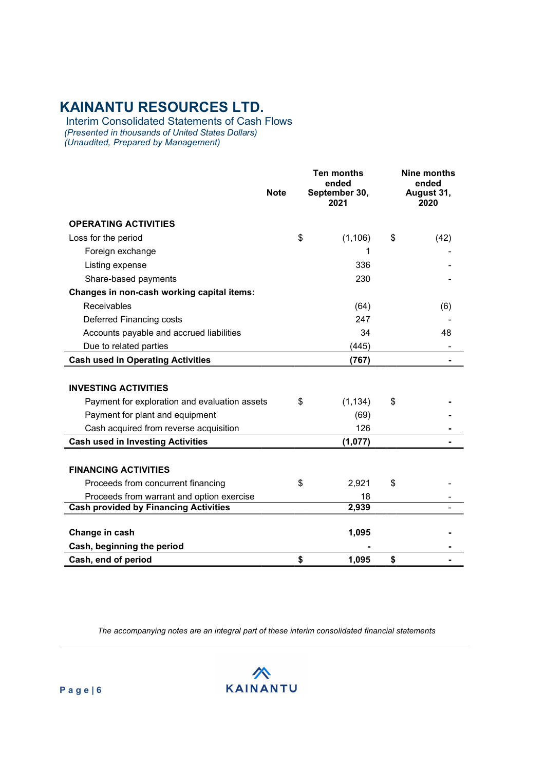# KAINANTU RESOURCES LTD.

Interim Consolidated Statements of Cash Flows

*(Presented in thousands of United States Dollars)*
*(Unaudited, Prepared by Management)*

| | Note | Ten months ended September 30, 2021 | Nine months ended August 31, 2020 |
|---|---|---|---|
| **OPERATING ACTIVITIES** | | | |
| Loss for the period | | $ (1,106) | $ (42) |
| Foreign exchange | | 1 | - |
| Listing expense | | 336 | - |
| Share-based payments | | 230 | - |
| **Changes in non-cash working capital items:** | | | |
| Receivables | | (64) | (6) |
| Deferred Financing costs | | 247 | - |
| Accounts payable and accrued liabilities | | 34 | 48 |
| Due to related parties | | (445) | - |
| **Cash used in Operating Activities** | | **(767)** | **-** |
| | | | |
| **INVESTING ACTIVITIES** | | | |
| Payment for exploration and evaluation assets | | $ (1,134) | $ - |
| Payment for plant and equipment | | (69) | - |
| Cash acquired from reverse acquisition | | 126 | - |
| **Cash used in Investing Activities** | | **(1,077)** | **-** |
| | | | |
| **FINANCING ACTIVITIES** | | | |
| Proceeds from concurrent financing | | $ 2,921 | $ - |
| Proceeds from warrant and option exercise | | 18 | - |
| **Cash provided by Financing Activities** | | **2,939** | - |
| | | | |
| **Change in cash** | | **1,095** | **-** |
| **Cash, beginning the period** | | **-** | **-** |
| **Cash, end of period** | | **$ 1,095** | **$ -** |

*The accompanying notes are an integral part of these interim consolidated financial statements*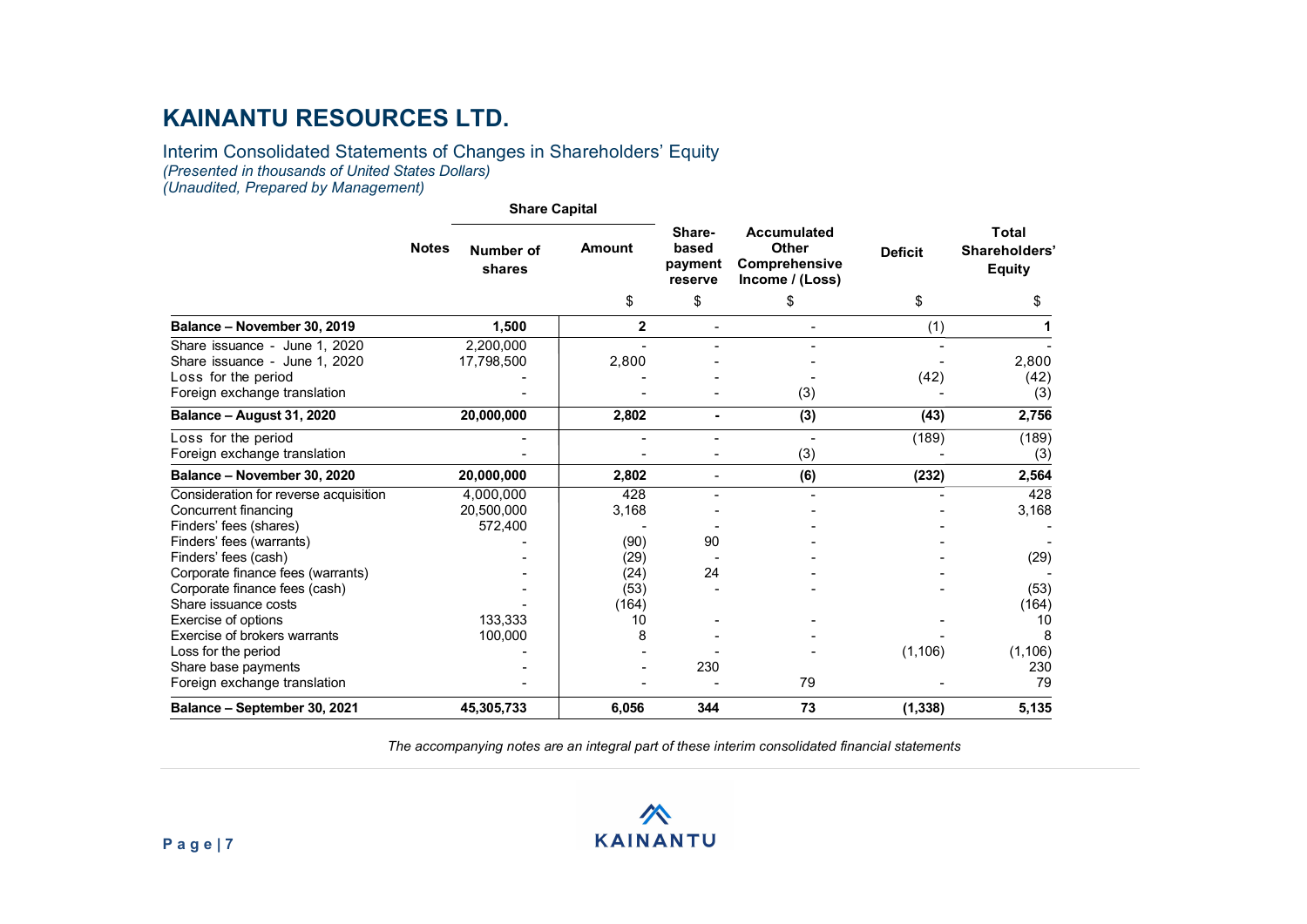# KAINANTU RESOURCES LTD.

Interim Consolidated Statements of Changes in Shareholders' Equity
*(Presented in thousands of United States Dollars)*
*(Unaudited, Prepared by Management)*

| | Notes | Share Capital | | Share-based payment reserve | Accumulated Other Comprehensive Income / (Loss) | Deficit | Total Shareholders' Equity |
|---|---|---|---|---|---|---|---|
| | | Number of shares | Amount | | | | |
| | | | $ | $ | $ | $ | $ |
| **Balance – November 30, 2019** | | **1,500** | **2** | - | - | (1) | **1** |
| Share issuance - June 1, 2020 | | 2,200,000 | - | - | - | - | - |
| Share issuance - June 1, 2020 | | 17,798,500 | 2,800 | - | - | - | 2,800 |
| Loss for the period | | - | - | - | - | (42) | (42) |
| Foreign exchange translation | | - | - | - | (3) | - | (3) |
| **Balance – August 31, 2020** | | **20,000,000** | **2,802** | **-** | **(3)** | **(43)** | **2,756** |
| Loss for the period | | - | - | - | - | (189) | (189) |
| Foreign exchange translation | | - | - | - | (3) | - | (3) |
| **Balance – November 30, 2020** | | **20,000,000** | **2,802** | - | **(6)** | **(232)** | **2,564** |
| Consideration for reverse acquisition | | 4,000,000 | 428 | - | - | - | 428 |
| Concurrent financing | | 20,500,000 | 3,168 | - | - | - | 3,168 |
| Finders' fees (shares) | | 572,400 | - | - | - | - | - |
| Finders' fees (warrants) | | - | (90) | 90 | - | - | - |
| Finders' fees (cash) | | - | (29) | - | - | - | (29) |
| Corporate finance fees (warrants) | | - | (24) | 24 | - | - | - |
| Corporate finance fees (cash) | | - | (53) | - | - | - | (53) |
| Share issuance costs | | - | (164) | | | | (164) |
| Exercise of options | | 133,333 | 10 | - | - | - | 10 |
| Exercise of brokers warrants | | 100,000 | 8 | - | - | - | 8 |
| Loss for the period | | - | - | - | - | (1,106) | (1,106) |
| Share base payments | | - | - | 230 | | | 230 |
| Foreign exchange translation | | - | - | - | 79 | - | 79 |
| **Balance – September 30, 2021** | | **45,305,733** | **6,056** | **344** | **73** | **(1,338)** | **5,135** |

*The accompanying notes are an integral part of these interim consolidated financial statements*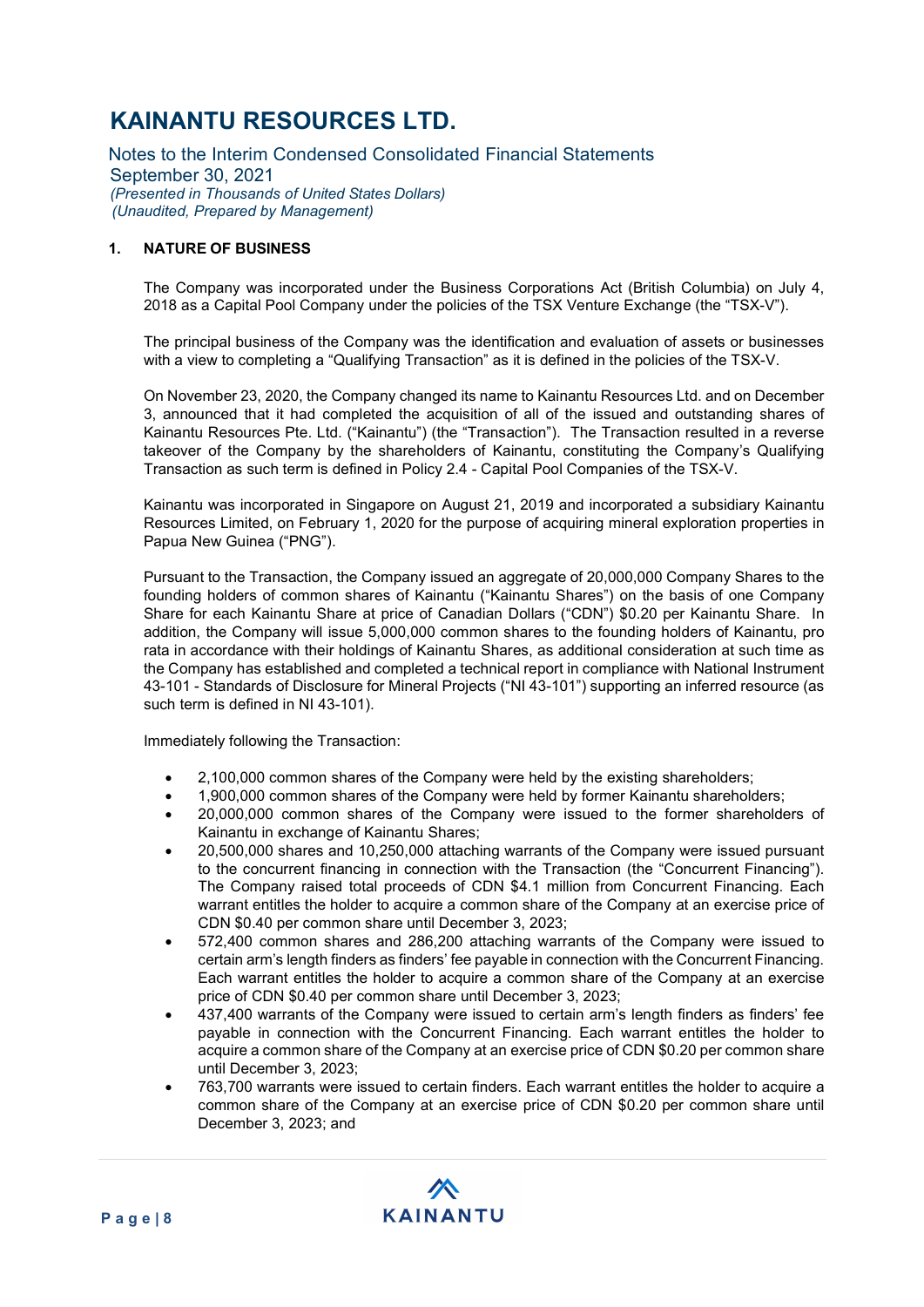# KAINANTU RESOURCES LTD.

Notes to the Interim Condensed Consolidated Financial Statements
September 30, 2021
*(Presented in Thousands of United States Dollars)*
*(Unaudited, Prepared by Management)*

## 1. NATURE OF BUSINESS

The Company was incorporated under the Business Corporations Act (British Columbia) on July 4, 2018 as a Capital Pool Company under the policies of the TSX Venture Exchange (the "TSX-V").

The principal business of the Company was the identification and evaluation of assets or businesses with a view to completing a "Qualifying Transaction" as it is defined in the policies of the TSX-V.

On November 23, 2020, the Company changed its name to Kainantu Resources Ltd. and on December 3, announced that it had completed the acquisition of all of the issued and outstanding shares of Kainantu Resources Pte. Ltd. ("Kainantu") (the "Transaction"). The Transaction resulted in a reverse takeover of the Company by the shareholders of Kainantu, constituting the Company's Qualifying Transaction as such term is defined in Policy 2.4 - Capital Pool Companies of the TSX-V.

Kainantu was incorporated in Singapore on August 21, 2019 and incorporated a subsidiary Kainantu Resources Limited, on February 1, 2020 for the purpose of acquiring mineral exploration properties in Papua New Guinea ("PNG").

Pursuant to the Transaction, the Company issued an aggregate of 20,000,000 Company Shares to the founding holders of common shares of Kainantu ("Kainantu Shares") on the basis of one Company Share for each Kainantu Share at price of Canadian Dollars ("CDN") $0.20 per Kainantu Share. In addition, the Company will issue 5,000,000 common shares to the founding holders of Kainantu, pro rata in accordance with their holdings of Kainantu Shares, as additional consideration at such time as the Company has established and completed a technical report in compliance with National Instrument 43-101 - Standards of Disclosure for Mineral Projects ("NI 43-101") supporting an inferred resource (as such term is defined in NI 43-101).

Immediately following the Transaction:

- 2,100,000 common shares of the Company were held by the existing shareholders;
- 1,900,000 common shares of the Company were held by former Kainantu shareholders;
- 20,000,000 common shares of the Company were issued to the former shareholders of Kainantu in exchange of Kainantu Shares;
- 20,500,000 shares and 10,250,000 attaching warrants of the Company were issued pursuant to the concurrent financing in connection with the Transaction (the "Concurrent Financing"). The Company raised total proceeds of CDN $4.1 million from Concurrent Financing. Each warrant entitles the holder to acquire a common share of the Company at an exercise price of CDN $0.40 per common share until December 3, 2023;
- 572,400 common shares and 286,200 attaching warrants of the Company were issued to certain arm's length finders as finders' fee payable in connection with the Concurrent Financing. Each warrant entitles the holder to acquire a common share of the Company at an exercise price of CDN $0.40 per common share until December 3, 2023;
- 437,400 warrants of the Company were issued to certain arm's length finders as finders' fee payable in connection with the Concurrent Financing. Each warrant entitles the holder to acquire a common share of the Company at an exercise price of CDN $0.20 per common share until December 3, 2023;
- 763,700 warrants were issued to certain finders. Each warrant entitles the holder to acquire a common share of the Company at an exercise price of CDN $0.20 per common share until December 3, 2023; and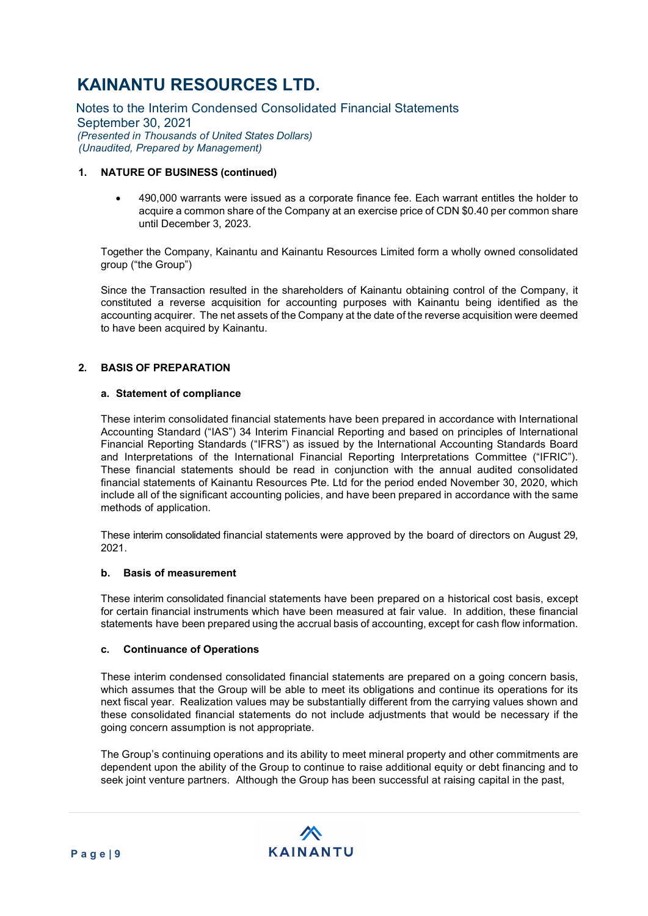## 1. NATURE OF BUSINESS (continued)

- 490,000 warrants were issued as a corporate finance fee. Each warrant entitles the holder to acquire a common share of the Company at an exercise price of CDN $0.40 per common share until December 3, 2023.

Together the Company, Kainantu and Kainantu Resources Limited form a wholly owned consolidated group ("the Group")

Since the Transaction resulted in the shareholders of Kainantu obtaining control of the Company, it constituted a reverse acquisition for accounting purposes with Kainantu being identified as the accounting acquirer. The net assets of the Company at the date of the reverse acquisition were deemed to have been acquired by Kainantu.

## 2. BASIS OF PREPARATION

### a. Statement of compliance

These interim consolidated financial statements have been prepared in accordance with International Accounting Standard ("IAS") 34 Interim Financial Reporting and based on principles of International Financial Reporting Standards ("IFRS") as issued by the International Accounting Standards Board and Interpretations of the International Financial Reporting Interpretations Committee ("IFRIC"). These financial statements should be read in conjunction with the annual audited consolidated financial statements of Kainantu Resources Pte. Ltd for the period ended November 30, 2020, which include all of the significant accounting policies, and have been prepared in accordance with the same methods of application.

These interim consolidated financial statements were approved by the board of directors on August 29, 2021.

### b. Basis of measurement

These interim consolidated financial statements have been prepared on a historical cost basis, except for certain financial instruments which have been measured at fair value. In addition, these financial statements have been prepared using the accrual basis of accounting, except for cash flow information.

### c. Continuance of Operations

These interim condensed consolidated financial statements are prepared on a going concern basis, which assumes that the Group will be able to meet its obligations and continue its operations for its next fiscal year. Realization values may be substantially different from the carrying values shown and these consolidated financial statements do not include adjustments that would be necessary if the going concern assumption is not appropriate.

The Group's continuing operations and its ability to meet mineral property and other commitments are dependent upon the ability of the Group to continue to raise additional equity or debt financing and to seek joint venture partners. Although the Group has been successful at raising capital in the past,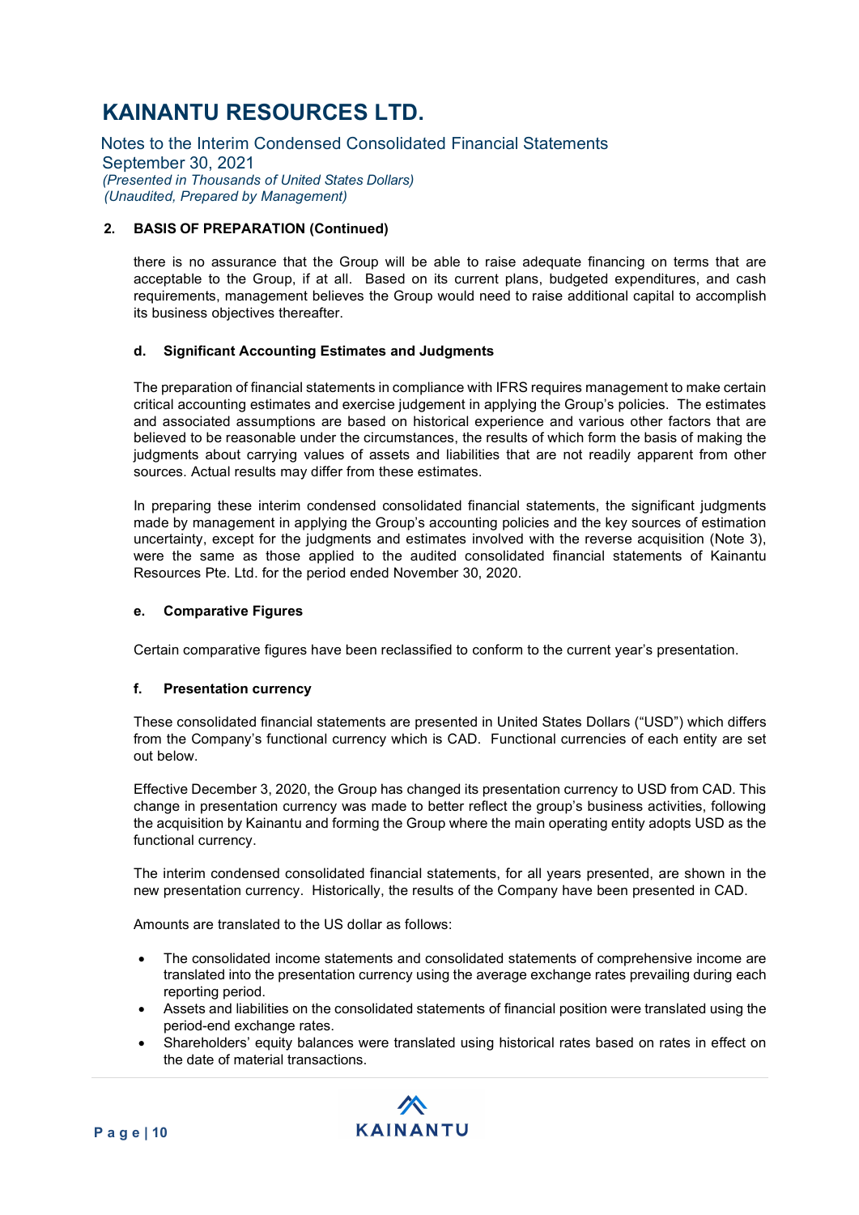## 2. BASIS OF PREPARATION (Continued)

there is no assurance that the Group will be able to raise adequate financing on terms that are acceptable to the Group, if at all. Based on its current plans, budgeted expenditures, and cash requirements, management believes the Group would need to raise additional capital to accomplish its business objectives thereafter.

### d. Significant Accounting Estimates and Judgments

The preparation of financial statements in compliance with IFRS requires management to make certain critical accounting estimates and exercise judgement in applying the Group's policies. The estimates and associated assumptions are based on historical experience and various other factors that are believed to be reasonable under the circumstances, the results of which form the basis of making the judgments about carrying values of assets and liabilities that are not readily apparent from other sources. Actual results may differ from these estimates.

In preparing these interim condensed consolidated financial statements, the significant judgments made by management in applying the Group's accounting policies and the key sources of estimation uncertainty, except for the judgments and estimates involved with the reverse acquisition (Note 3), were the same as those applied to the audited consolidated financial statements of Kainantu Resources Pte. Ltd. for the period ended November 30, 2020.

### e. Comparative Figures

Certain comparative figures have been reclassified to conform to the current year's presentation.

### f. Presentation currency

These consolidated financial statements are presented in United States Dollars ("USD") which differs from the Company's functional currency which is CAD. Functional currencies of each entity are set out below.

Effective December 3, 2020, the Group has changed its presentation currency to USD from CAD. This change in presentation currency was made to better reflect the group's business activities, following the acquisition by Kainantu and forming the Group where the main operating entity adopts USD as the functional currency.

The interim condensed consolidated financial statements, for all years presented, are shown in the new presentation currency. Historically, the results of the Company have been presented in CAD.

Amounts are translated to the US dollar as follows:

- The consolidated income statements and consolidated statements of comprehensive income are translated into the presentation currency using the average exchange rates prevailing during each reporting period.
- Assets and liabilities on the consolidated statements of financial position were translated using the period-end exchange rates.
- Shareholders' equity balances were translated using historical rates based on rates in effect on the date of material transactions.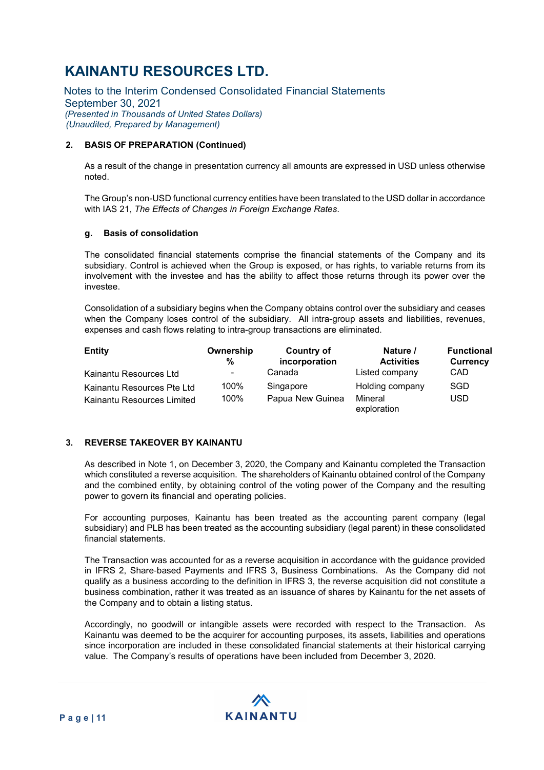## 2. BASIS OF PREPARATION (Continued)

As a result of the change in presentation currency all amounts are expressed in USD unless otherwise noted.

The Group's non-USD functional currency entities have been translated to the USD dollar in accordance with IAS 21, *The Effects of Changes in Foreign Exchange Rates*.

### g. Basis of consolidation

The consolidated financial statements comprise the financial statements of the Company and its subsidiary. Control is achieved when the Group is exposed, or has rights, to variable returns from its involvement with the investee and has the ability to affect those returns through its power over the investee.

Consolidation of a subsidiary begins when the Company obtains control over the subsidiary and ceases when the Company loses control of the subsidiary. All intra-group assets and liabilities, revenues, expenses and cash flows relating to intra-group transactions are eliminated.

| Entity | Ownership % | Country of incorporation | Nature / Activities | Functional Currency |
|---|---|---|---|---|
| Kainantu Resources Ltd | - | Canada | Listed company | CAD |
| Kainantu Resources Pte Ltd | 100% | Singapore | Holding company | SGD |
| Kainantu Resources Limited | 100% | Papua New Guinea | Mineral exploration | USD |

## 3. REVERSE TAKEOVER BY KAINANTU

As described in Note 1, on December 3, 2020, the Company and Kainantu completed the Transaction which constituted a reverse acquisition. The shareholders of Kainantu obtained control of the Company and the combined entity, by obtaining control of the voting power of the Company and the resulting power to govern its financial and operating policies.

For accounting purposes, Kainantu has been treated as the accounting parent company (legal subsidiary) and PLB has been treated as the accounting subsidiary (legal parent) in these consolidated financial statements.

The Transaction was accounted for as a reverse acquisition in accordance with the guidance provided in IFRS 2, Share-based Payments and IFRS 3, Business Combinations. As the Company did not qualify as a business according to the definition in IFRS 3, the reverse acquisition did not constitute a business combination, rather it was treated as an issuance of shares by Kainantu for the net assets of the Company and to obtain a listing status.

Accordingly, no goodwill or intangible assets were recorded with respect to the Transaction. As Kainantu was deemed to be the acquirer for accounting purposes, its assets, liabilities and operations since incorporation are included in these consolidated financial statements at their historical carrying value. The Company's results of operations have been included from December 3, 2020.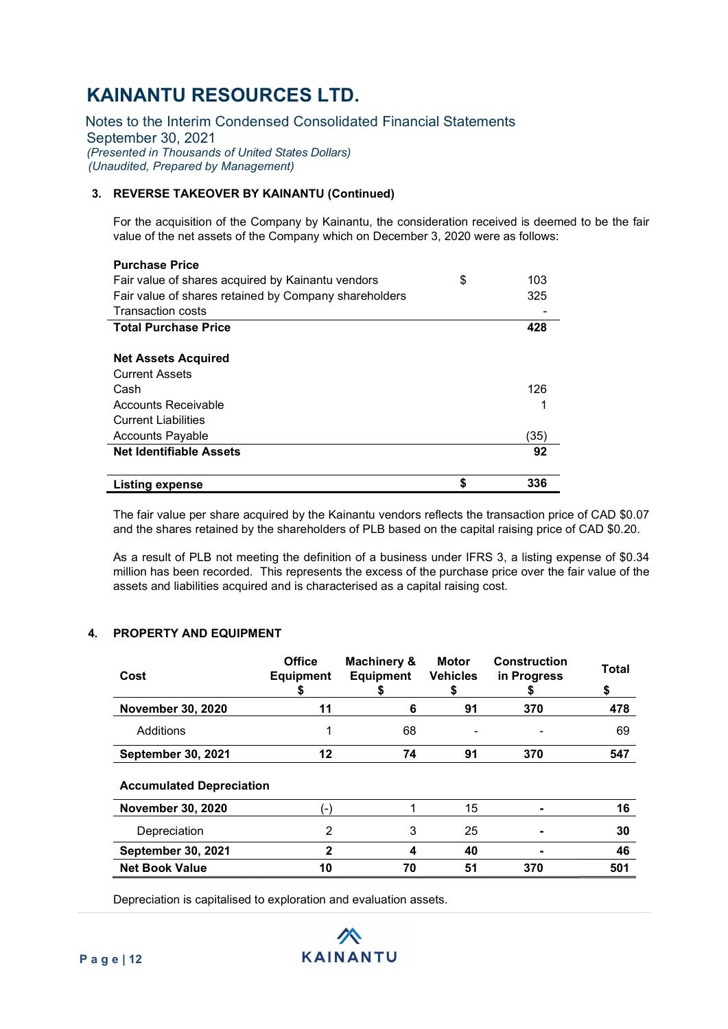# KAINANTU RESOURCES LTD.

Notes to the Interim Condensed Consolidated Financial Statements
September 30, 2021
*(Presented in Thousands of United States Dollars)*
*(Unaudited, Prepared by Management)*

### 3. REVERSE TAKEOVER BY KAINANTU (Continued)

For the acquisition of the Company by Kainantu, the consideration received is deemed to be the fair value of the net assets of the Company which on December 3, 2020 were as follows:

| | | |
|---|---|---|
| **Purchase Price** | | |
| Fair value of shares acquired by Kainantu vendors | $ | 103 |
| Fair value of shares retained by Company shareholders | | 325 |
| Transaction costs | | - |
| **Total Purchase Price** | | **428** |
| | | |
| **Net Assets Acquired** | | |
| Current Assets | | |
| Cash | | 126 |
| Accounts Receivable | | 1 |
| Current Liabilities | | |
| Accounts Payable | | (35) |
| **Net Identifiable Assets** | | **92** |
| | | |
| **Listing expense** | **$** | **336** |

The fair value per share acquired by the Kainantu vendors reflects the transaction price of CAD $0.07 and the shares retained by the shareholders of PLB based on the capital raising price of CAD $0.20.

As a result of PLB not meeting the definition of a business under IFRS 3, a listing expense of $0.34 million has been recorded. This represents the excess of the purchase price over the fair value of the assets and liabilities acquired and is characterised as a capital raising cost.

### 4. PROPERTY AND EQUIPMENT

| Cost | Office Equipment $ | Machinery & Equipment $ | Motor Vehicles $ | Construction in Progress $ | Total $ |
|---|---|---|---|---|---|
| **November 30, 2020** | **11** | **6** | **91** | **370** | **478** |
| Additions | 1 | 68 | - | - | 69 |
| **September 30, 2021** | **12** | **74** | **91** | **370** | **547** |
| **Accumulated Depreciation** | | | | | |
| **November 30, 2020** | (-) | 1 | 15 | - | **16** |
| Depreciation | 2 | 3 | 25 | - | **30** |
| **September 30, 2021** | **2** | **4** | **40** | **-** | **46** |
| **Net Book Value** | **10** | **70** | **51** | **370** | **501** |

Depreciation is capitalised to exploration and evaluation assets.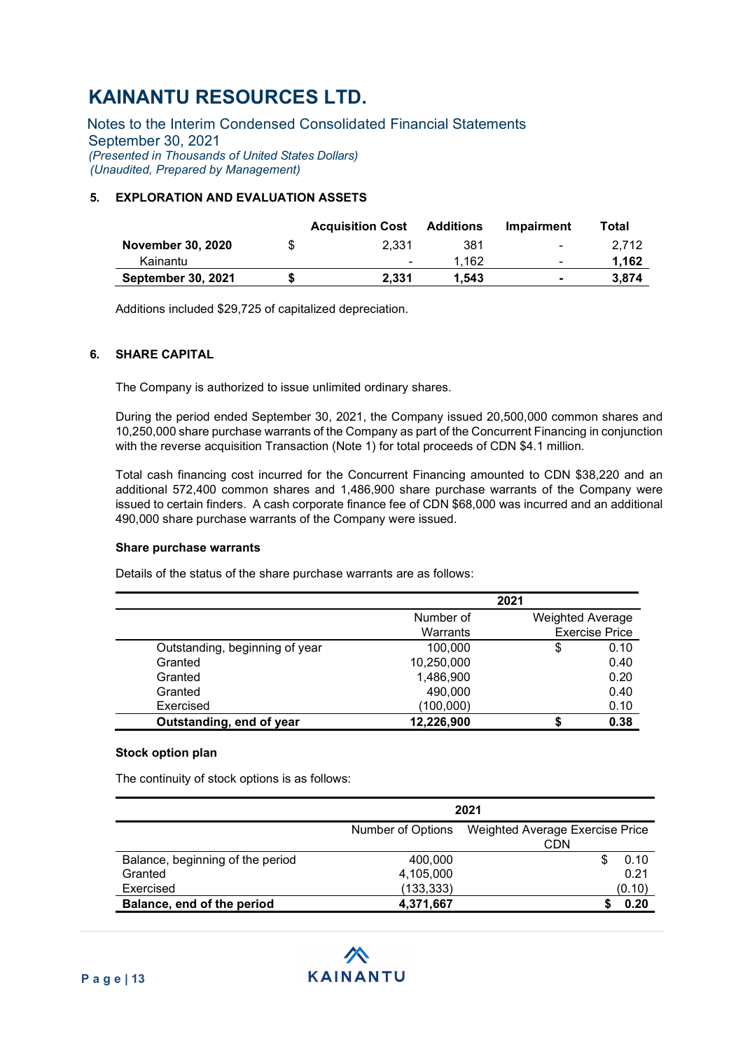# KAINANTU RESOURCES LTD.

Notes to the Interim Condensed Consolidated Financial Statements
September 30, 2021
*(Presented in Thousands of United States Dollars)*
*(Unaudited, Prepared by Management)*

## 5. EXPLORATION AND EVALUATION ASSETS

| | | Acquisition Cost | Additions | Impairment | Total |
|---|---|---|---|---|---|
| **November 30, 2020** | $ | 2,331 | 381 | - | 2,712 |
| Kainantu | | - | 1,162 | - | **1,162** |
| **September 30, 2021** | **$** | **2,331** | **1,543** | **-** | **3,874** |

Additions included $29,725 of capitalized depreciation.

## 6. SHARE CAPITAL

The Company is authorized to issue unlimited ordinary shares.

During the period ended September 30, 2021, the Company issued 20,500,000 common shares and 10,250,000 share purchase warrants of the Company as part of the Concurrent Financing in conjunction with the reverse acquisition Transaction (Note 1) for total proceeds of CDN $4.1 million.

Total cash financing cost incurred for the Concurrent Financing amounted to CDN $38,220 and an additional 572,400 common shares and 1,486,900 share purchase warrants of the Company were issued to certain finders. A cash corporate finance fee of CDN $68,000 was incurred and an additional 490,000 share purchase warrants of the Company were issued.

**Share purchase warrants**

Details of the status of the share purchase warrants are as follows:

| | 2021 | | |
|---|---|---|---|
| | Number of Warrants | Weighted Average Exercise Price | |
| Outstanding, beginning of year | 100,000 | $ | 0.10 |
| Granted | 10,250,000 | | 0.40 |
| Granted | 1,486,900 | | 0.20 |
| Granted | 490,000 | | 0.40 |
| Exercised | (100,000) | | 0.10 |
| **Outstanding, end of year** | **12,226,900** | **$** | **0.38** |

**Stock option plan**

The continuity of stock options is as follows:

| | 2021 | | |
|---|---|---|---|
| | Number of Options | Weighted Average Exercise Price CDN | |
| Balance, beginning of the period | 400,000 | $ | 0.10 |
| Granted | 4,105,000 | | 0.21 |
| Exercised | (133,333) | | (0.10) |
| **Balance, end of the period** | **4,371,667** | **$** | **0.20** |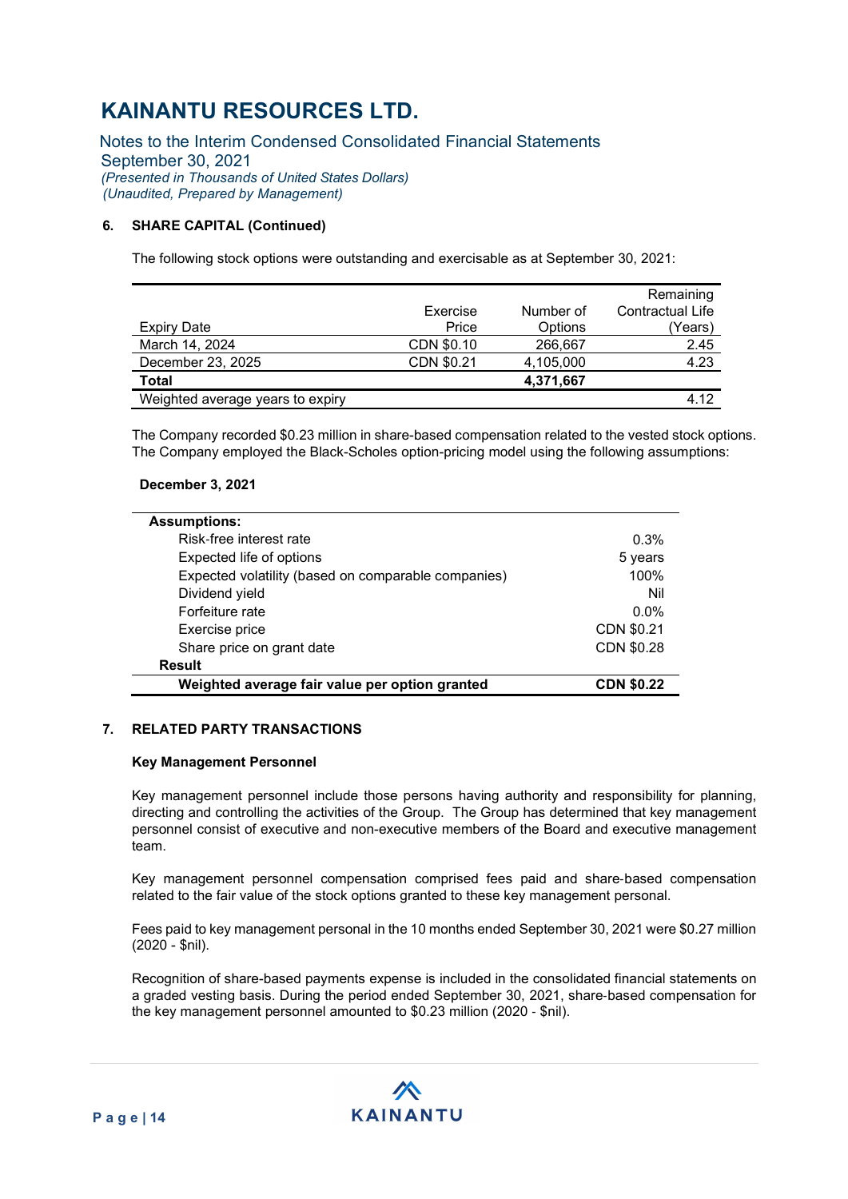# KAINANTU RESOURCES LTD.

Notes to the Interim Condensed Consolidated Financial Statements
September 30, 2021
*(Presented in Thousands of United States Dollars)*
*(Unaudited, Prepared by Management)*

**6. SHARE CAPITAL (Continued)**

The following stock options were outstanding and exercisable as at September 30, 2021:

| Expiry Date | Exercise Price | Number of Options | Remaining Contractual Life (Years) |
|---|---|---|---|
| March 14, 2024 | CDN $0.10 | 266,667 | 2.45 |
| December 23, 2025 | CDN $0.21 | 4,105,000 | 4.23 |
| **Total** | | **4,371,667** | |
| Weighted average years to expiry | | | 4.12 |

The Company recorded $0.23 million in share-based compensation related to the vested stock options. The Company employed the Black-Scholes option-pricing model using the following assumptions:

**December 3, 2021**

| **Assumptions:** | |
|---|---|
| Risk-free interest rate | 0.3% |
| Expected life of options | 5 years |
| Expected volatility (based on comparable companies) | 100% |
| Dividend yield | Nil |
| Forfeiture rate | 0.0% |
| Exercise price | CDN $0.21 |
| Share price on grant date | CDN $0.28 |
| **Result** | |
| **Weighted average fair value per option granted** | **CDN $0.22** |

**7. RELATED PARTY TRANSACTIONS**

**Key Management Personnel**

Key management personnel include those persons having authority and responsibility for planning, directing and controlling the activities of the Group. The Group has determined that key management personnel consist of executive and non-executive members of the Board and executive management team.

Key management personnel compensation comprised fees paid and share-based compensation related to the fair value of the stock options granted to these key management personal.

Fees paid to key management personal in the 10 months ended September 30, 2021 were $0.27 million (2020 - $nil).

Recognition of share-based payments expense is included in the consolidated financial statements on a graded vesting basis. During the period ended September 30, 2021, share-based compensation for the key management personnel amounted to $0.23 million (2020 - $nil).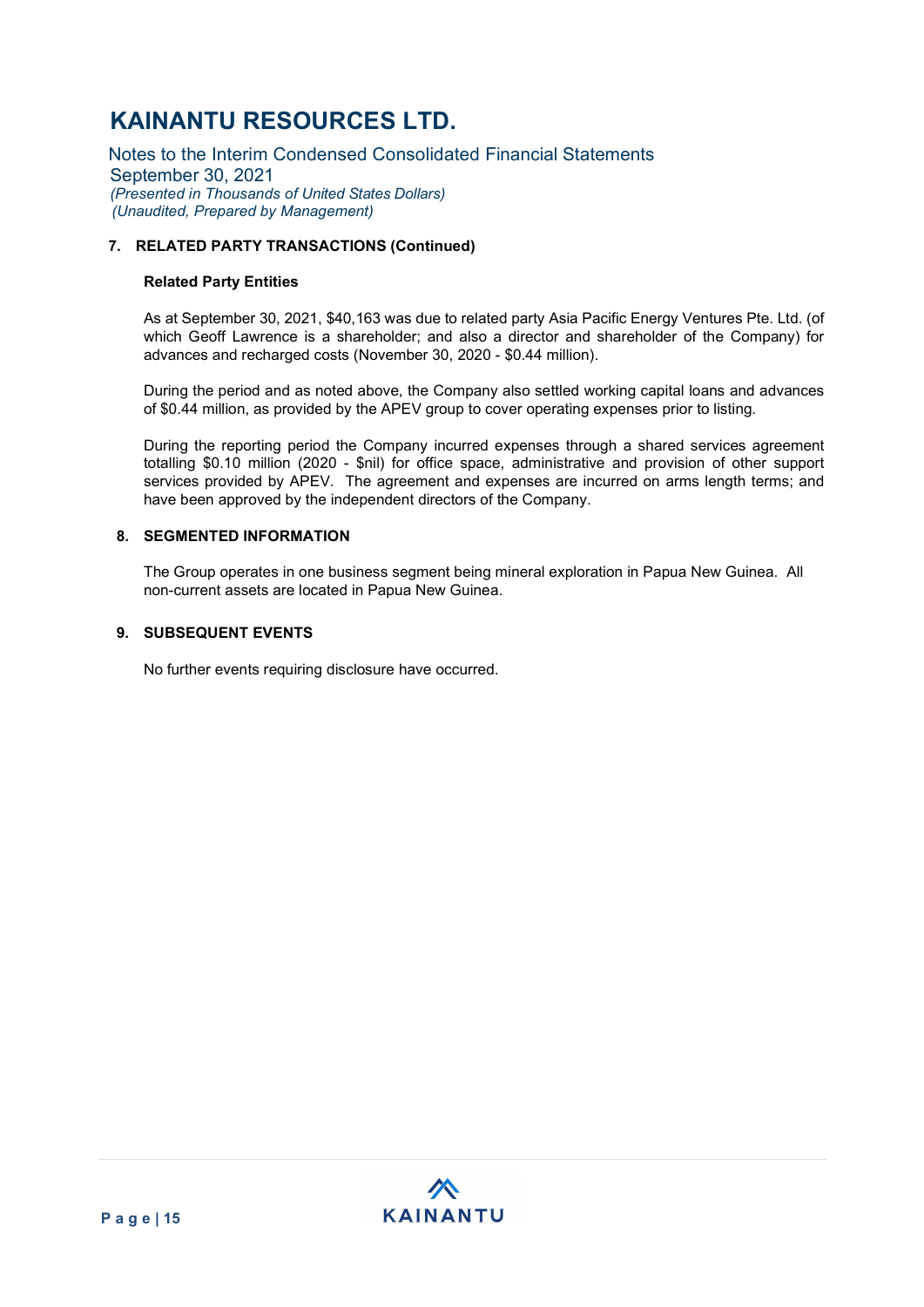# KAINANTU RESOURCES LTD.

Notes to the Interim Condensed Consolidated Financial Statements
September 30, 2021
*(Presented in Thousands of United States Dollars)*
*(Unaudited, Prepared by Management)*

## 7. RELATED PARTY TRANSACTIONS (Continued)

### Related Party Entities

As at September 30, 2021, $40,163 was due to related party Asia Pacific Energy Ventures Pte. Ltd. (of which Geoff Lawrence is a shareholder; and also a director and shareholder of the Company) for advances and recharged costs (November 30, 2020 - $0.44 million).

During the period and as noted above, the Company also settled working capital loans and advances of $0.44 million, as provided by the APEV group to cover operating expenses prior to listing.

During the reporting period the Company incurred expenses through a shared services agreement totalling $0.10 million (2020 - $nil) for office space, administrative and provision of other support services provided by APEV. The agreement and expenses are incurred on arms length terms; and have been approved by the independent directors of the Company.

## 8. SEGMENTED INFORMATION

The Group operates in one business segment being mineral exploration in Papua New Guinea. All non-current assets are located in Papua New Guinea.

## 9. SUBSEQUENT EVENTS

No further events requiring disclosure have occurred.